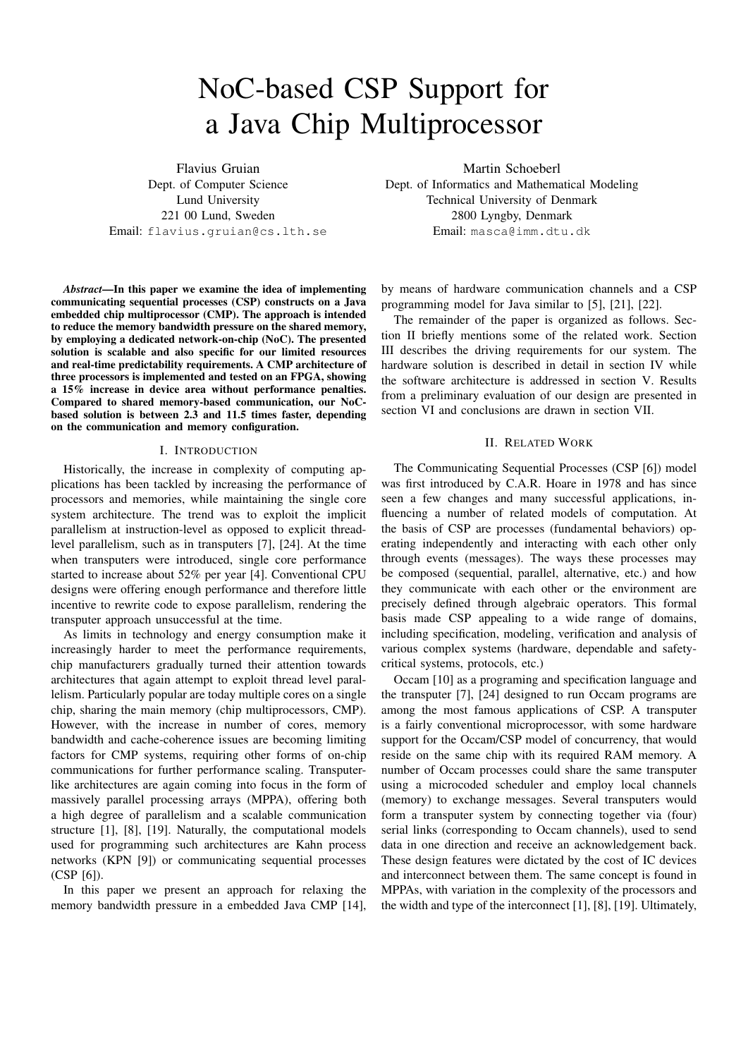# NoC-based CSP Support for a Java Chip Multiprocessor

Flavius Gruian
Dept. of Computer Science
Lund University
221 00 Lund, Sweden
Email: flavius.gruian@cs.lth.se

Martin Schoeberl
Dept. of Informatics and Mathematical Modeling
Technical University of Denmark
2800 Lyngby, Denmark
Email: masca@imm.dtu.dk

***Abstract*—In this paper we examine the idea of implementing communicating sequential processes (CSP) constructs on a Java embedded chip multiprocessor (CMP). The approach is intended to reduce the memory bandwidth pressure on the shared memory, by employing a dedicated network-on-chip (NoC). The presented solution is scalable and also specific for our limited resources and real-time predictability requirements. A CMP architecture of three processors is implemented and tested on an FPGA, showing a 15% increase in device area without performance penalties. Compared to shared memory-based communication, our NoC-based solution is between 2.3 and 11.5 times faster, depending on the communication and memory configuration.**

## I. Introduction

Historically, the increase in complexity of computing applications has been tackled by increasing the performance of processors and memories, while maintaining the single core system architecture. The trend was to exploit the implicit parallelism at instruction-level as opposed to explicit thread-level parallelism, such as in transputers [7], [24]. At the time when transputers were introduced, single core performance started to increase about 52% per year [4]. Conventional CPU designs were offering enough performance and therefore little incentive to rewrite code to expose parallelism, rendering the transputer approach unsuccessful at the time.

As limits in technology and energy consumption make it increasingly harder to meet the performance requirements, chip manufacturers gradually turned their attention towards architectures that again attempt to exploit thread level parallelism. Particularly popular are today multiple cores on a single chip, sharing the main memory (chip multiprocessors, CMP). However, with the increase in number of cores, memory bandwidth and cache-coherence issues are becoming limiting factors for CMP systems, requiring other forms of on-chip communications for further performance scaling. Transputer-like architectures are again coming into focus in the form of massively parallel processing arrays (MPPA), offering both a high degree of parallelism and a scalable communication structure [1], [8], [19]. Naturally, the computational models used for programming such architectures are Kahn process networks (KPN [9]) or communicating sequential processes (CSP [6]).

In this paper we present an approach for relaxing the memory bandwidth pressure in a embedded Java CMP [14], by means of hardware communication channels and a CSP programming model for Java similar to [5], [21], [22].

The remainder of the paper is organized as follows. Section II briefly mentions some of the related work. Section III describes the driving requirements for our system. The hardware solution is described in detail in section IV while the software architecture is addressed in section V. Results from a preliminary evaluation of our design are presented in section VI and conclusions are drawn in section VII.

## II. Related Work

The Communicating Sequential Processes (CSP [6]) model was first introduced by C.A.R. Hoare in 1978 and has since seen a few changes and many successful applications, influencing a number of related models of computation. At the basis of CSP are processes (fundamental behaviors) operating independently and interacting with each other only through events (messages). The ways these processes may be composed (sequential, parallel, alternative, etc.) and how they communicate with each other or the environment are precisely defined through algebraic operators. This formal basis made CSP appealing to a wide range of domains, including specification, modeling, verification and analysis of various complex systems (hardware, dependable and safety-critical systems, protocols, etc.)

Occam [10] as a programing and specification language and the transputer [7], [24] designed to run Occam programs are among the most famous applications of CSP. A transputer is a fairly conventional microprocessor, with some hardware support for the Occam/CSP model of concurrency, that would reside on the same chip with its required RAM memory. A number of Occam processes could share the same transputer using a microcoded scheduler and employ local channels (memory) to exchange messages. Several transputers would form a transputer system by connecting together via (four) serial links (corresponding to Occam channels), used to send data in one direction and receive an acknowledgement back. These design features were dictated by the cost of IC devices and interconnect between them. The same concept is found in MPPAs, with variation in the complexity of the processors and the width and type of the interconnect [1], [8], [19]. Ultimately,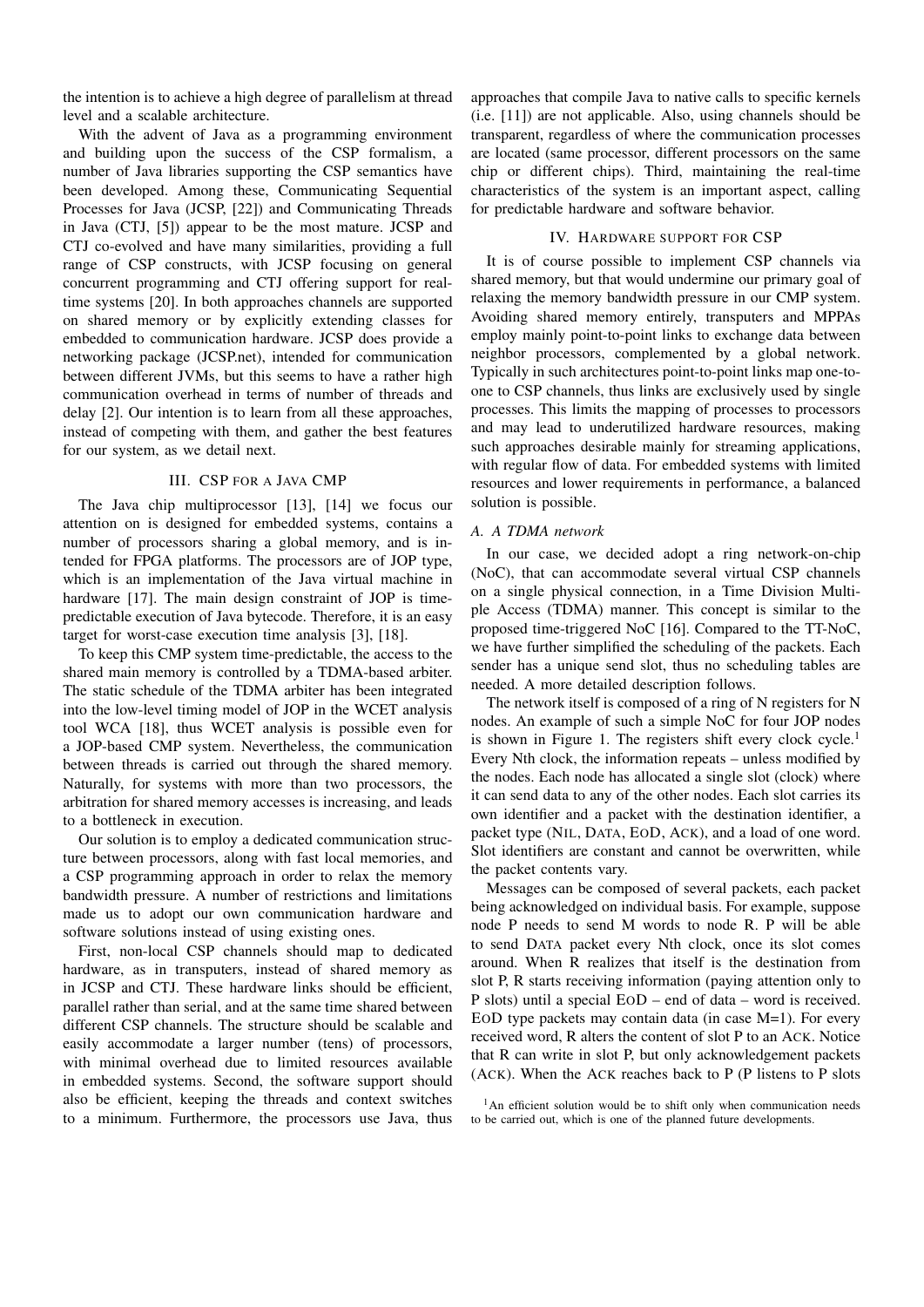the intention is to achieve a high degree of parallelism at thread level and a scalable architecture.

With the advent of Java as a programming environment and building upon the success of the CSP formalism, a number of Java libraries supporting the CSP semantics have been developed. Among these, Communicating Sequential Processes for Java (JCSP, [22]) and Communicating Threads in Java (CTJ, [5]) appear to be the most mature. JCSP and CTJ co-evolved and have many similarities, providing a full range of CSP constructs, with JCSP focusing on general concurrent programming and CTJ offering support for real-time systems [20]. In both approaches channels are supported on shared memory or by explicitly extending classes for embedded to communication hardware. JCSP does provide a networking package (JCSP.net), intended for communication between different JVMs, but this seems to have a rather high communication overhead in terms of number of threads and delay [2]. Our intention is to learn from all these approaches, instead of competing with them, and gather the best features for our system, as we detail next.

## III. CSP FOR A JAVA CMP

The Java chip multiprocessor [13], [14] we focus our attention on is designed for embedded systems, contains a number of processors sharing a global memory, and is intended for FPGA platforms. The processors are of JOP type, which is an implementation of the Java virtual machine in hardware [17]. The main design constraint of JOP is time-predictable execution of Java bytecode. Therefore, it is an easy target for worst-case execution time analysis [3], [18].

To keep this CMP system time-predictable, the access to the shared main memory is controlled by a TDMA-based arbiter. The static schedule of the TDMA arbiter has been integrated into the low-level timing model of JOP in the WCET analysis tool WCA [18], thus WCET analysis is possible even for a JOP-based CMP system. Nevertheless, the communication between threads is carried out through the shared memory. Naturally, for systems with more than two processors, the arbitration for shared memory accesses is increasing, and leads to a bottleneck in execution.

Our solution is to employ a dedicated communication structure between processors, along with fast local memories, and a CSP programming approach in order to relax the memory bandwidth pressure. A number of restrictions and limitations made us to adopt our own communication hardware and software solutions instead of using existing ones.

First, non-local CSP channels should map to dedicated hardware, as in transputers, instead of shared memory as in JCSP and CTJ. These hardware links should be efficient, parallel rather than serial, and at the same time shared between different CSP channels. The structure should be scalable and easily accommodate a larger number (tens) of processors, with minimal overhead due to limited resources available in embedded systems. Second, the software support should also be efficient, keeping the threads and context switches to a minimum. Furthermore, the processors use Java, thus approaches that compile Java to native calls to specific kernels (i.e. [11]) are not applicable. Also, using channels should be transparent, regardless of where the communication processes are located (same processor, different processors on the same chip or different chips). Third, maintaining the real-time characteristics of the system is an important aspect, calling for predictable hardware and software behavior.

## IV. HARDWARE SUPPORT FOR CSP

It is of course possible to implement CSP channels via shared memory, but that would undermine our primary goal of relaxing the memory bandwidth pressure in our CMP system. Avoiding shared memory entirely, transputers and MPPAs employ mainly point-to-point links to exchange data between neighbor processors, complemented by a global network. Typically in such architectures point-to-point links map one-to-one to CSP channels, thus links are exclusively used by single processes. This limits the mapping of processes to processors and may lead to underutilized hardware resources, making such approaches desirable mainly for streaming applications, with regular flow of data. For embedded systems with limited resources and lower requirements in performance, a balanced solution is possible.

### A. A TDMA network

In our case, we decided adopt a ring network-on-chip (NoC), that can accommodate several virtual CSP channels on a single physical connection, in a Time Division Multiple Access (TDMA) manner. This concept is similar to the proposed time-triggered NoC [16]. Compared to the TT-NoC, we have further simplified the scheduling of the packets. Each sender has a unique send slot, thus no scheduling tables are needed. A more detailed description follows.

The network itself is composed of a ring of N registers for N nodes. An example of such a simple NoC for four JOP nodes is shown in Figure 1. The registers shift every clock cycle.[1] Every Nth clock, the information repeats – unless modified by the nodes. Each node has allocated a single slot (clock) where it can send data to any of the other nodes. Each slot carries its own identifier and a packet with the destination identifier, a packet type (NIL, DATA, EOD, ACK), and a load of one word. Slot identifiers are constant and cannot be overwritten, while the packet contents vary.

Messages can be composed of several packets, each packet being acknowledged on individual basis. For example, suppose node P needs to send M words to node R. P will be able to send DATA packet every Nth clock, once its slot comes around. When R realizes that itself is the destination from slot P, R starts receiving information (paying attention only to P slots) until a special EOD – end of data – word is received. EOD type packets may contain data (in case M=1). For every received word, R alters the content of slot P to an ACK. Notice that R can write in slot P, but only acknowledgement packets (ACK). When the ACK reaches back to P (P listens to P slots

[1] An efficient solution would be to shift only when communication needs to be carried out, which is one of the planned future developments.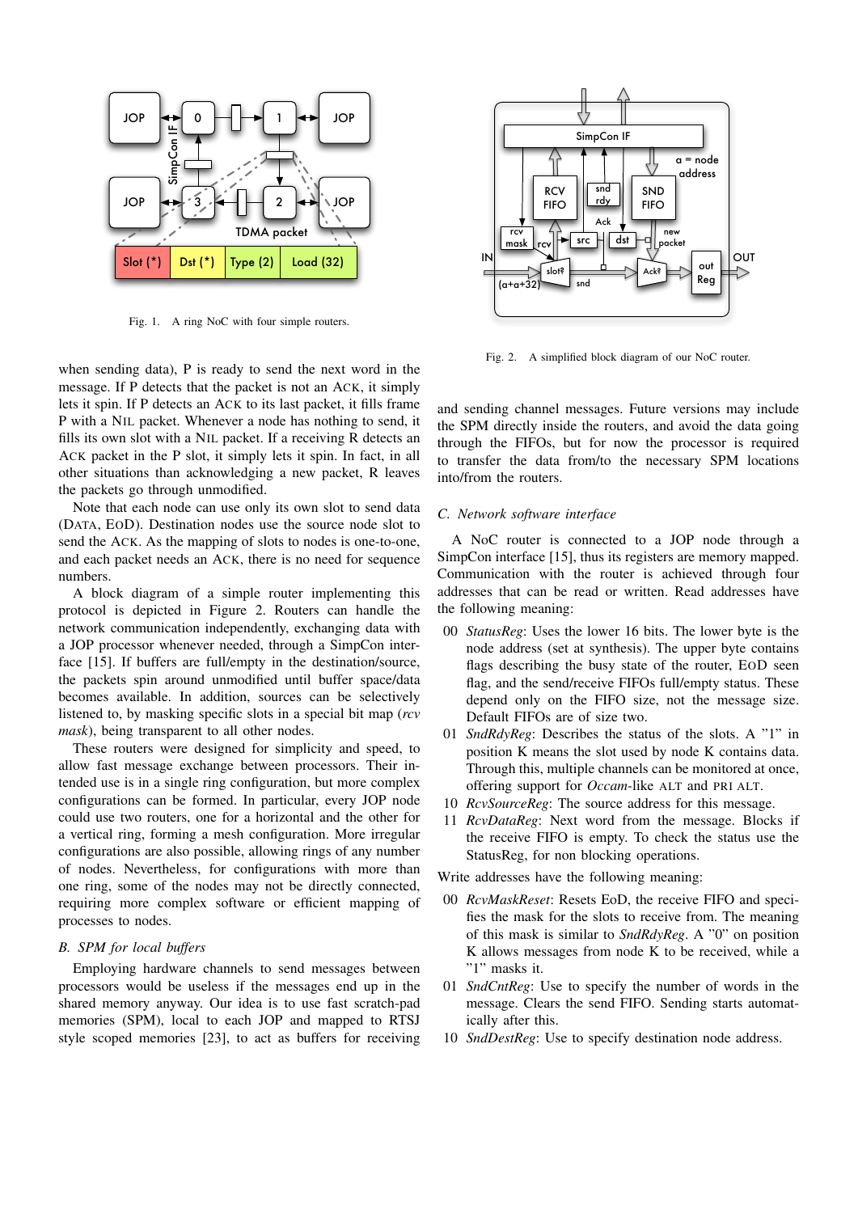JOP

0

1

JOP

SimpCon IF

JOP

3

2

JOP

TDMA packet

Slot (*) | Dst (*) | Type (2) | Load (32)

Fig. 1. A ring NoC with four simple routers.

SimpCon IF

a = node address

RCV FIFO

snd rdy

SND FIFO

Ack

rcv mask

rcv

src

dst

new packet

IN

slot?

Ack?

out Reg

OUT

(a+a+32)

snd

Fig. 2. A simplified block diagram of our NoC router.

when sending data), P is ready to send the next word in the message. If P detects that the packet is not an ACK, it simply lets it spin. If P detects an ACK to its last packet, it fills frame P with a NIL packet. Whenever a node has nothing to send, it fills its own slot with a NIL packet. If a receiving R detects an ACK packet in the P slot, it simply lets it spin. In fact, in all other situations than acknowledging a new packet, R leaves the packets go through unmodified.

Note that each node can use only its own slot to send data (DATA, EOD). Destination nodes use the source node slot to send the ACK. As the mapping of slots to nodes is one-to-one, and each packet needs an ACK, there is no need for sequence numbers.

A block diagram of a simple router implementing this protocol is depicted in Figure 2. Routers can handle the network communication independently, exchanging data with a JOP processor whenever needed, through a SimpCon interface [15]. If buffers are full/empty in the destination/source, the packets spin around unmodified until buffer space/data becomes available. In addition, sources can be selectively listened to, by masking specific slots in a special bit map (*rcv mask*), being transparent to all other nodes.

These routers were designed for simplicity and speed, to allow fast message exchange between processors. Their intended use is in a single ring configuration, but more complex configurations can be formed. In particular, every JOP node could use two routers, one for a horizontal and the other for a vertical ring, forming a mesh configuration. More irregular configurations are also possible, allowing rings of any number of nodes. Nevertheless, for configurations with more than one ring, some of the nodes may not be directly connected, requiring more complex software or efficient mapping of processes to nodes.

### B. SPM for local buffers

Employing hardware channels to send messages between processors would be useless if the messages end up in the shared memory anyway. Our idea is to use fast scratch-pad memories (SPM), local to each JOP and mapped to RTSJ style scoped memories [23], to act as buffers for receiving and sending channel messages. Future versions may include the SPM directly inside the routers, and avoid the data going through the FIFOs, but for now the processor is required to transfer the data from/to the necessary SPM locations into/from the routers.

### C. Network software interface

A NoC router is connected to a JOP node through a SimpCon interface [15], thus its registers are memory mapped. Communication with the router is achieved through four addresses that can be read or written. Read addresses have the following meaning:

- 00 *StatusReg*: Uses the lower 16 bits. The lower byte is the node address (set at synthesis). The upper byte contains flags describing the busy state of the router, EOD seen flag, and the send/receive FIFOs full/empty status. These depend only on the FIFO size, not the message size. Default FIFOs are of size two.
- 01 *SndRdyReg*: Describes the status of the slots. A "1" in position K means the slot used by node K contains data. Through this, multiple channels can be monitored at once, offering support for *Occam*-like ALT and PRI ALT.
- 10 *RcvSourceReg*: The source address for this message.
- 11 *RcvDataReg*: Next word from the message. Blocks if the receive FIFO is empty. To check the status use the StatusReg, for non blocking operations.

Write addresses have the following meaning:

- 00 *RcvMaskReset*: Resets EoD, the receive FIFO and specifies the mask for the slots to receive from. The meaning of this mask is similar to *SndRdyReg*. A "0" on position K allows messages from node K to be received, while a "1" masks it.
- 01 *SndCntReg*: Use to specify the number of words in the message. Clears the send FIFO. Sending starts automatically after this.
- 10 *SndDestReg*: Use to specify destination node address.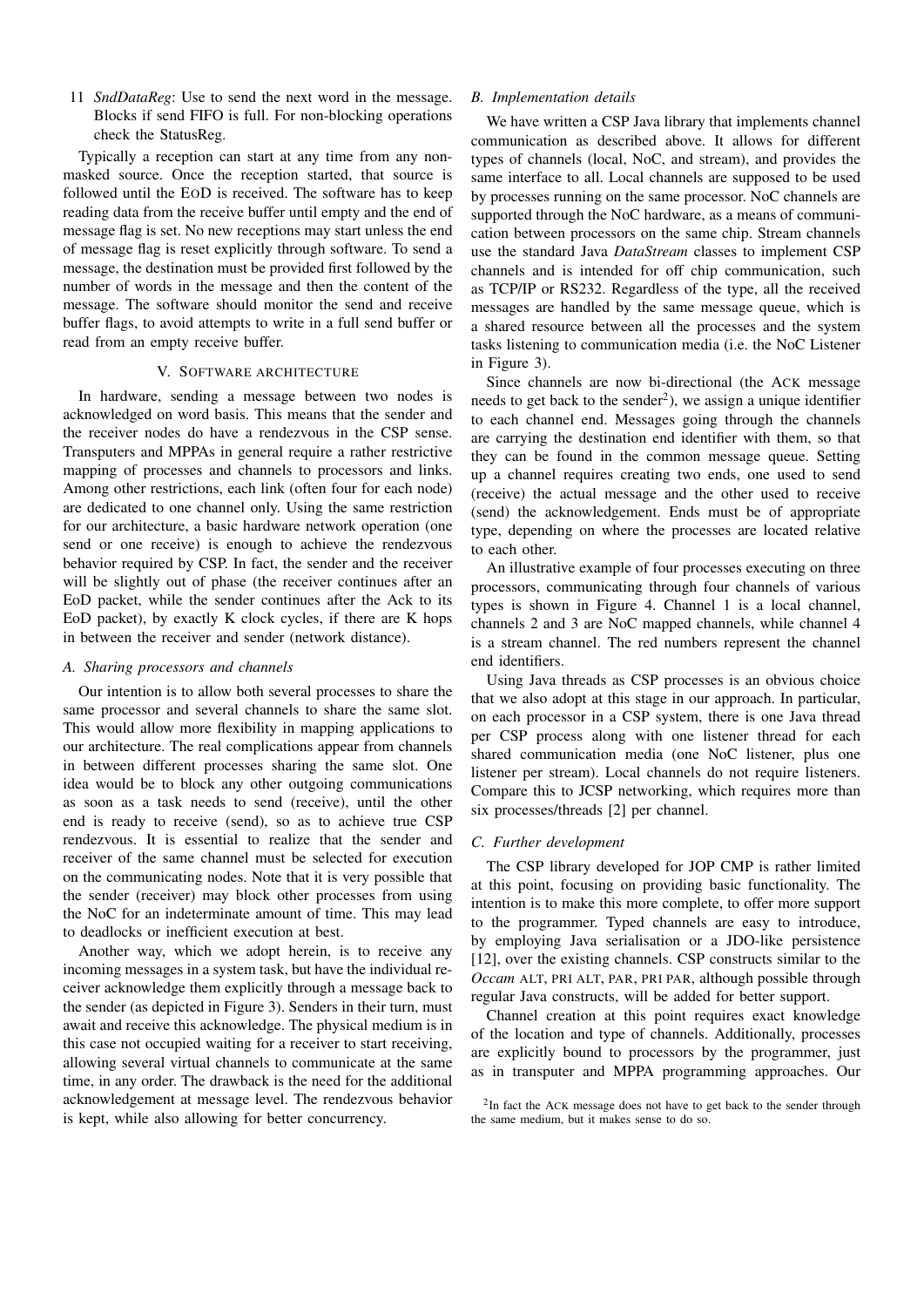11 *SndDataReg*: Use to send the next word in the message. Blocks if send FIFO is full. For non-blocking operations check the StatusReg.

Typically a reception can start at any time from any non-masked source. Once the reception started, that source is followed until the EOD is received. The software has to keep reading data from the receive buffer until empty and the end of message flag is set. No new receptions may start unless the end of message flag is reset explicitly through software. To send a message, the destination must be provided first followed by the number of words in the message and then the content of the message. The software should monitor the send and receive buffer flags, to avoid attempts to write in a full send buffer or read from an empty receive buffer.

## V. Software architecture

In hardware, sending a message between two nodes is acknowledged on word basis. This means that the sender and the receiver nodes do have a rendezvous in the CSP sense. Transputers and MPPAs in general require a rather restrictive mapping of processes and channels to processors and links. Among other restrictions, each link (often four for each node) are dedicated to one channel only. Using the same restriction for our architecture, a basic hardware network operation (one send or one receive) is enough to achieve the rendezvous behavior required by CSP. In fact, the sender and the receiver will be slightly out of phase (the receiver continues after an EoD packet, while the sender continues after the Ack to its EoD packet), by exactly K clock cycles, if there are K hops in between the receiver and sender (network distance).

### A. Sharing processors and channels

Our intention is to allow both several processes to share the same processor and several channels to share the same slot. This would allow more flexibility in mapping applications to our architecture. The real complications appear from channels in between different processes sharing the same slot. One idea would be to block any other outgoing communications as soon as a task needs to send (receive), until the other end is ready to receive (send), so as to achieve true CSP rendezvous. It is essential to realize that the sender and receiver of the same channel must be selected for execution on the communicating nodes. Note that it is very possible that the sender (receiver) may block other processes from using the NoC for an indeterminate amount of time. This may lead to deadlocks or inefficient execution at best.

Another way, which we adopt herein, is to receive any incoming messages in a system task, but have the individual receiver acknowledge them explicitly through a message back to the sender (as depicted in Figure 3). Senders in their turn, must await and receive this acknowledge. The physical medium is in this case not occupied waiting for a receiver to start receiving, allowing several virtual channels to communicate at the same time, in any order. The drawback is the need for the additional acknowledgement at message level. The rendezvous behavior is kept, while also allowing for better concurrency.

### B. Implementation details

We have written a CSP Java library that implements channel communication as described above. It allows for different types of channels (local, NoC, and stream), and provides the same interface to all. Local channels are supposed to be used by processes running on the same processor. NoC channels are supported through the NoC hardware, as a means of communication between processors on the same chip. Stream channels use the standard Java *DataStream* classes to implement CSP channels and is intended for off chip communication, such as TCP/IP or RS232. Regardless of the type, all the received messages are handled by the same message queue, which is a shared resource between all the processes and the system tasks listening to communication media (i.e. the NoC Listener in Figure 3).

Since channels are now bi-directional (the ACK message needs to get back to the sender[2]), we assign a unique identifier to each channel end. Messages going through the channels are carrying the destination end identifier with them, so that they can be found in the common message queue. Setting up a channel requires creating two ends, one used to send (receive) the actual message and the other used to receive (send) the acknowledgement. Ends must be of appropriate type, depending on where the processes are located relative to each other.

An illustrative example of four processes executing on three processors, communicating through four channels of various types is shown in Figure 4. Channel 1 is a local channel, channels 2 and 3 are NoC mapped channels, while channel 4 is a stream channel. The red numbers represent the channel end identifiers.

Using Java threads as CSP processes is an obvious choice that we also adopt at this stage in our approach. In particular, on each processor in a CSP system, there is one Java thread per CSP process along with one listener thread for each shared communication media (one NoC listener, plus one listener per stream). Local channels do not require listeners. Compare this to JCSP networking, which requires more than six processes/threads [2] per channel.

### C. Further development

The CSP library developed for JOP CMP is rather limited at this point, focusing on providing basic functionality. The intention is to make this more complete, to offer more support to the programmer. Typed channels are easy to introduce, by employing Java serialisation or a JDO-like persistence [12], over the existing channels. CSP constructs similar to the *Occam* ALT, PRI ALT, PAR, PRI PAR, although possible through regular Java constructs, will be added for better support.

Channel creation at this point requires exact knowledge of the location and type of channels. Additionally, processes are explicitly bound to processors by the programmer, just as in transputer and MPPA programming approaches. Our

[2] In fact the ACK message does not have to get back to the sender through the same medium, but it makes sense to do so.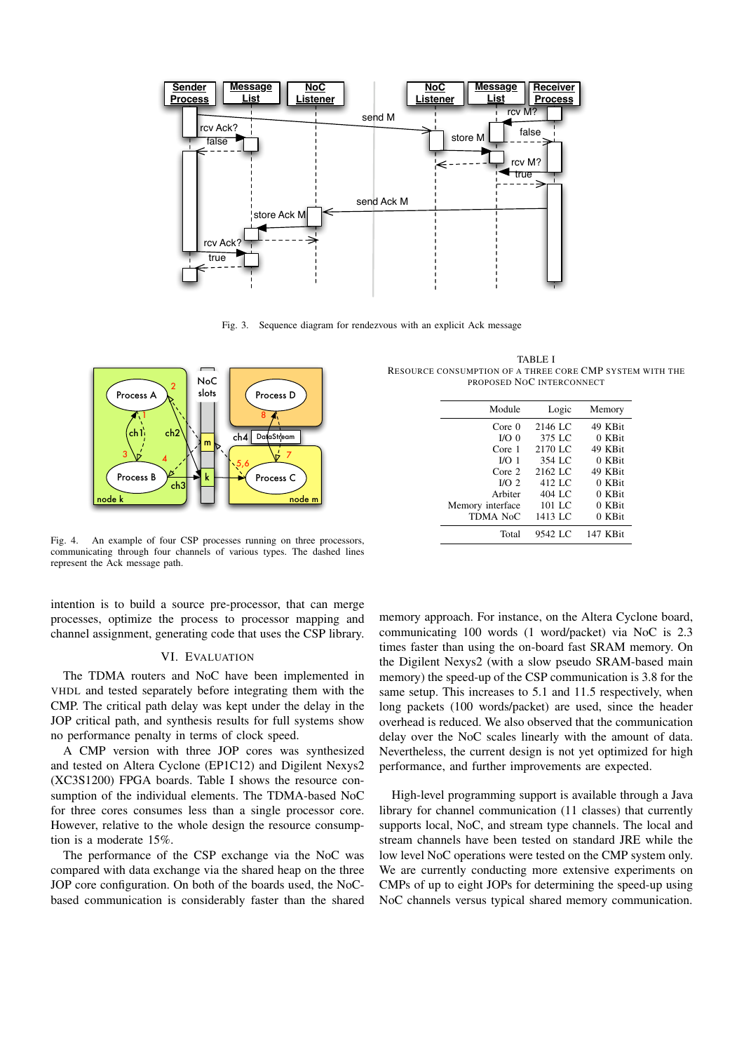Fig. 3. Sequence diagram for rendezvous with an explicit Ack message

Fig. 4. An example of four CSP processes running on three processors, communicating through four channels of various types. The dashed lines represent the Ack message path.

TABLE I
RESOURCE CONSUMPTION OF A THREE CORE CMP SYSTEM WITH THE PROPOSED NOC INTERCONNECT

| Module | Logic | Memory |
|---|---|---|
| Core 0 | 2146 LC | 49 KBit |
| I/O 0 | 375 LC | 0 KBit |
| Core 1 | 2170 LC | 49 KBit |
| I/O 1 | 354 LC | 0 KBit |
| Core 2 | 2162 LC | 49 KBit |
| I/O 2 | 412 LC | 0 KBit |
| Arbiter | 404 LC | 0 KBit |
| Memory interface | 101 LC | 0 KBit |
| TDMA NoC | 1413 LC | 0 KBit |
| Total | 9542 LC | 147 KBit |

intention is to build a source pre-processor, that can merge processes, optimize the process to processor mapping and channel assignment, generating code that uses the CSP library.

## VI. EVALUATION

The TDMA routers and NoC have been implemented in VHDL and tested separately before integrating them with the CMP. The critical path delay was kept under the delay in the JOP critical path, and synthesis results for full systems show no performance penalty in terms of clock speed.

A CMP version with three JOP cores was synthesized and tested on Altera Cyclone (EP1C12) and Digilent Nexys2 (XC3S1200) FPGA boards. Table I shows the resource consumption of the individual elements. The TDMA-based NoC for three cores consumes less than a single processor core. However, relative to the whole design the resource consumption is a moderate 15%.

The performance of the CSP exchange via the NoC was compared with data exchange via the shared heap on the three JOP core configuration. On both of the boards used, the NoC-based communication is considerably faster than the shared memory approach. For instance, on the Altera Cyclone board, communicating 100 words (1 word/packet) via NoC is 2.3 times faster than using the on-board fast SRAM memory. On the Digilent Nexys2 (with a slow pseudo SRAM-based main memory) the speed-up of the CSP communication is 3.8 for the same setup. This increases to 5.1 and 11.5 respectively, when long packets (100 words/packet) are used, since the header overhead is reduced. We also observed that the communication delay over the NoC scales linearly with the amount of data. Nevertheless, the current design is not yet optimized for high performance, and further improvements are expected.

High-level programming support is available through a Java library for channel communication (11 classes) that currently supports local, NoC, and stream type channels. The local and stream channels have been tested on standard JRE while the low level NoC operations were tested on the CMP system only. We are currently conducting more extensive experiments on CMPs of up to eight JOPs for determining the speed-up using NoC channels versus typical shared memory communication.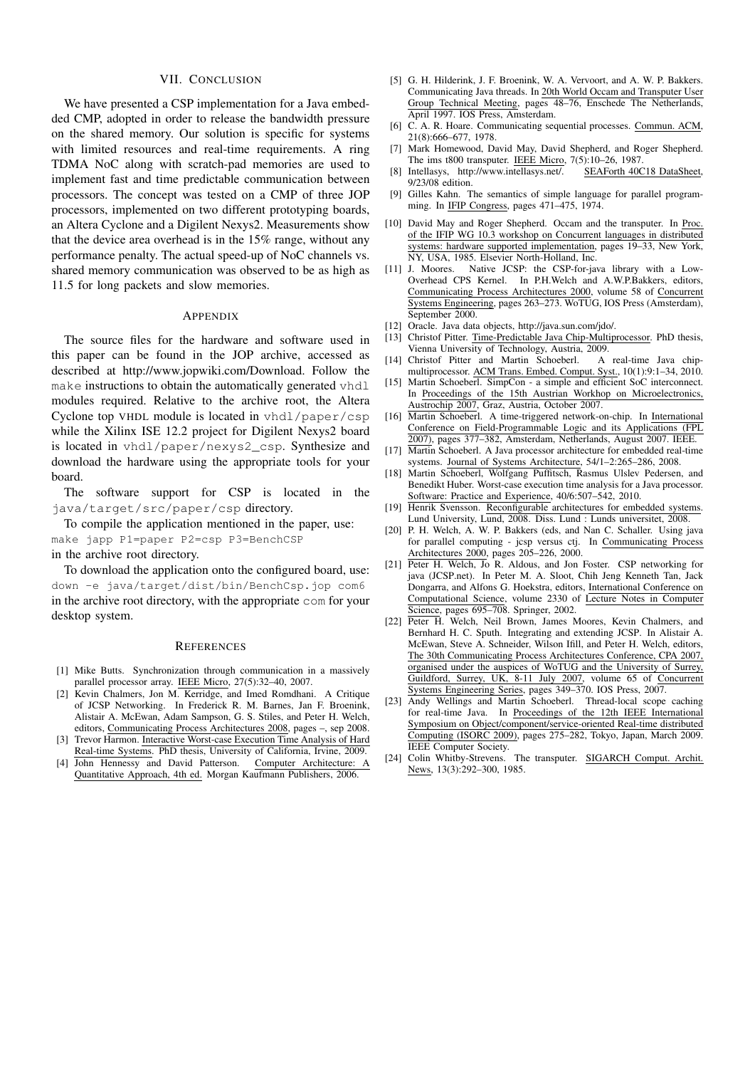## VII. Conclusion

We have presented a CSP implementation for a Java embedded CMP, adopted in order to release the bandwidth pressure on the shared memory. Our solution is specific for systems with limited resources and real-time requirements. A ring TDMA NoC along with scratch-pad memories are used to implement fast and time predictable communication between processors. The concept was tested on a CMP of three JOP processors, implemented on two different prototyping boards, an Altera Cyclone and a Digilent Nexys2. Measurements show that the device area overhead is in the 15% range, without any performance penalty. The actual speed-up of NoC channels vs. shared memory communication was observed to be as high as 11.5 for long packets and slow memories.

## Appendix

The source files for the hardware and software used in this paper can be found in the JOP archive, accessed as described at http://www.jopwiki.com/Download. Follow the `make` instructions to obtain the automatically generated `vhdl` modules required. Relative to the archive root, the Altera Cyclone top VHDL module is located in `vhdl/paper/csp` while the Xilinx ISE 12.2 project for Digilent Nexys2 board is located in `vhdl/paper/nexys2_csp`. Synthesize and download the hardware using the appropriate tools for your board.

The software support for CSP is located in the `java/target/src/paper/csp` directory.

To compile the application mentioned in the paper, use:

```
make japp P1=paper P2=csp P3=BenchCSP
```

in the archive root directory.

To download the application onto the configured board, use:

```
down -e java/target/dist/bin/BenchCsp.jop com6
```

in the archive root directory, with the appropriate `com` for your desktop system.

## References

[1] Mike Butts. Synchronization through communication in a massively parallel processor array. IEEE Micro, 27(5):32–40, 2007.

[2] Kevin Chalmers, Jon M. Kerridge, and Imed Romdhani. A Critique of JCSP Networking. In Frederick R. M. Barnes, Jan F. Broenink, Alistair A. McEwan, Adam Sampson, G. S. Stiles, and Peter H. Welch, editors, Communicating Process Architectures 2008, pages –, sep 2008.

[3] Trevor Harmon. Interactive Worst-case Execution Time Analysis of Hard Real-time Systems. PhD thesis, University of California, Irvine, 2009.

[4] John Hennessy and David Patterson. Computer Architecture: A Quantitative Approach, 4th ed. Morgan Kaufmann Publishers, 2006.

[5] G. H. Hilderink, J. F. Broenink, W. A. Vervoort, and A. W. P. Bakkers. Communicating Java threads. In 20th World Occam and Transputer User Group Technical Meeting, pages 48–76, Enschede The Netherlands, April 1997. IOS Press, Amsterdam.

[6] C. A. R. Hoare. Communicating sequential processes. Commun. ACM, 21(8):666–677, 1978.

[7] Mark Homewood, David May, David Shepherd, and Roger Shepherd. The ims t800 transputer. IEEE Micro, 7(5):10–26, 1987.

[8] Intellasys, http://www.intellasys.net/. SEAForth 40C18 DataSheet, 9/23/08 edition.

[9] Gilles Kahn. The semantics of simple language for parallel programming. In IFIP Congress, pages 471–475, 1974.

[10] David May and Roger Shepherd. Occam and the transputer. In Proc. of the IFIP WG 10.3 workshop on Concurrent languages in distributed systems: hardware supported implementation, pages 19–33, New York, NY, USA, 1985. Elsevier North-Holland, Inc.

[11] J. Moores. Native JCSP: the CSP-for-java library with a Low-Overhead CPS Kernel. In P.H.Welch and A.W.P.Bakkers, editors, Communicating Process Architectures 2000, volume 58 of Concurrent Systems Engineering, pages 263–273. WoTUG, IOS Press (Amsterdam), September 2000.

[12] Oracle. Java data objects, http://java.sun.com/jdo/.

[13] Christof Pitter. Time-Predictable Java Chip-Multiprocessor. PhD thesis, Vienna University of Technology, Austria, 2009.

[14] Christof Pitter and Martin Schoeberl. A real-time Java chip-multiprocessor. ACM Trans. Embed. Comput. Syst., 10(1):9:1–34, 2010.

[15] Martin Schoeberl. SimpCon - a simple and efficient SoC interconnect. In Proceedings of the 15th Austrian Workhop on Microelectronics, Austrochip 2007, Graz, Austria, October 2007.

[16] Martin Schoeberl. A time-triggered network-on-chip. In International Conference on Field-Programmable Logic and its Applications (FPL 2007), pages 377–382, Amsterdam, Netherlands, August 2007. IEEE.

[17] Martin Schoeberl. A Java processor architecture for embedded real-time systems. Journal of Systems Architecture, 54/1–2:265–286, 2008.

[18] Martin Schoeberl, Wolfgang Puffitsch, Rasmus Ulslev Pedersen, and Benedikt Huber. Worst-case execution time analysis for a Java processor. Software: Practice and Experience, 40/6:507–542, 2010.

[19] Henrik Svensson. Reconfigurable architectures for embedded systems. Lund University, Lund, 2008. Diss. Lund : Lunds universitet, 2008.

[20] P. H. Welch, A. W. P. Bakkers (eds, and Nan C. Schaller. Using java for parallel computing - jcsp versus ctj. In Communicating Process Architectures 2000, pages 205–226, 2000.

[21] Peter H. Welch, Jo R. Aldous, and Jon Foster. CSP networking for java (JCSP.net). In Peter M. A. Sloot, Chih Jeng Kenneth Tan, Jack Dongarra, and Alfons G. Hoekstra, editors, International Conference on Computational Science, volume 2330 of Lecture Notes in Computer Science, pages 695–708. Springer, 2002.

[22] Peter H. Welch, Neil Brown, James Moores, Kevin Chalmers, and Bernhard H. C. Sputh. Integrating and extending JCSP. In Alistair A. McEwan, Steve A. Schneider, Wilson Ifill, and Peter H. Welch, editors, The 30th Communicating Process Architectures Conference, CPA 2007, organised under the auspices of WoTUG and the University of Surrey, Guildford, Surrey, UK, 8-11 July 2007, volume 65 of Concurrent Systems Engineering Series, pages 349–370. IOS Press, 2007.

[23] Andy Wellings and Martin Schoeberl. Thread-local scope caching for real-time Java. In Proceedings of the 12th IEEE International Symposium on Object/component/service-oriented Real-time distributed Computing (ISORC 2009), pages 275–282, Tokyo, Japan, March 2009. IEEE Computer Society.

[24] Colin Whitby-Strevens. The transputer. SIGARCH Comput. Archit. News, 13(3):292–300, 1985.